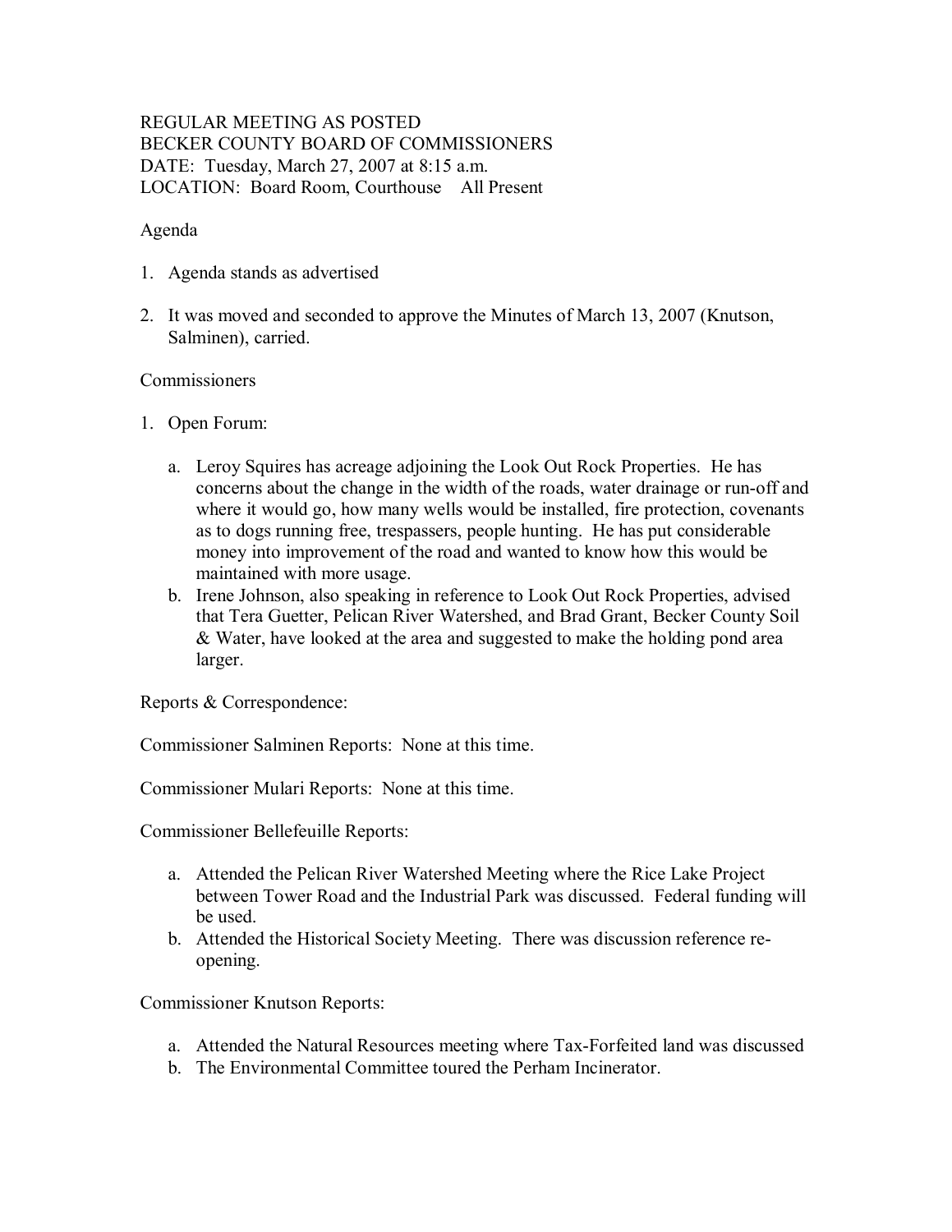REGULAR MEETING AS POSTED
BECKER COUNTY BOARD OF COMMISSIONERS
DATE: Tuesday, March 27, 2007 at 8:15 a.m.
LOCATION: Board Room, Courthouse All Present

Agenda

1. Agenda stands as advertised

2. It was moved and seconded to approve the Minutes of March 13, 2007 (Knutson, Salminen), carried.

Commissioners

1. Open Forum:

   a. Leroy Squires has acreage adjoining the Look Out Rock Properties. He has concerns about the change in the width of the roads, water drainage or run-off and where it would go, how many wells would be installed, fire protection, covenants as to dogs running free, trespassers, people hunting. He has put considerable money into improvement of the road and wanted to know how this would be maintained with more usage.
   b. Irene Johnson, also speaking in reference to Look Out Rock Properties, advised that Tera Guetter, Pelican River Watershed, and Brad Grant, Becker County Soil & Water, have looked at the area and suggested to make the holding pond area larger.

Reports & Correspondence:

Commissioner Salminen Reports: None at this time.

Commissioner Mulari Reports: None at this time.

Commissioner Bellefeuille Reports:

   a. Attended the Pelican River Watershed Meeting where the Rice Lake Project between Tower Road and the Industrial Park was discussed. Federal funding will be used.
   b. Attended the Historical Society Meeting. There was discussion reference re-opening.

Commissioner Knutson Reports:

   a. Attended the Natural Resources meeting where Tax-Forfeited land was discussed
   b. The Environmental Committee toured the Perham Incinerator.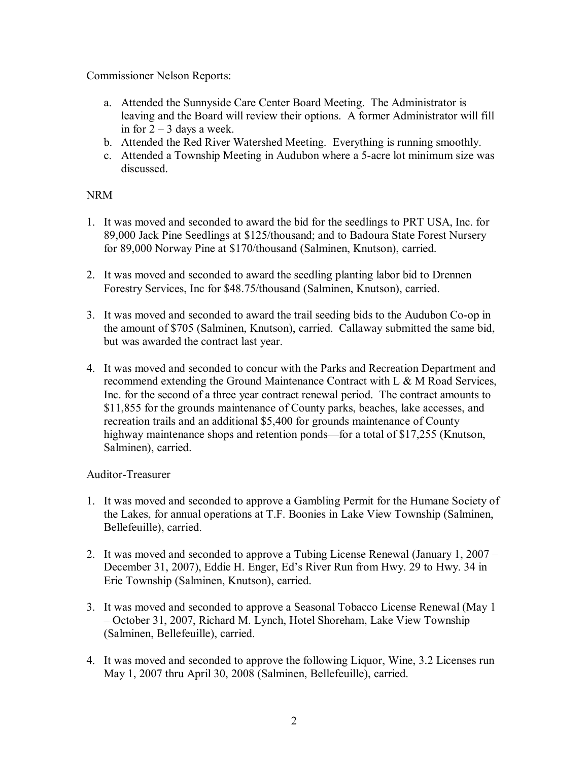Commissioner Nelson Reports:

a. Attended the Sunnyside Care Center Board Meeting. The Administrator is leaving and the Board will review their options. A former Administrator will fill in for 2 – 3 days a week.
b. Attended the Red River Watershed Meeting. Everything is running smoothly.
c. Attended a Township Meeting in Audubon where a 5-acre lot minimum size was discussed.

NRM

1. It was moved and seconded to award the bid for the seedlings to PRT USA, Inc. for 89,000 Jack Pine Seedlings at $125/thousand; and to Badoura State Forest Nursery for 89,000 Norway Pine at $170/thousand (Salminen, Knutson), carried.

2. It was moved and seconded to award the seedling planting labor bid to Drennen Forestry Services, Inc for $48.75/thousand (Salminen, Knutson), carried.

3. It was moved and seconded to award the trail seeding bids to the Audubon Co-op in the amount of $705 (Salminen, Knutson), carried. Callaway submitted the same bid, but was awarded the contract last year.

4. It was moved and seconded to concur with the Parks and Recreation Department and recommend extending the Ground Maintenance Contract with L & M Road Services, Inc. for the second of a three year contract renewal period. The contract amounts to $11,855 for the grounds maintenance of County parks, beaches, lake accesses, and recreation trails and an additional $5,400 for grounds maintenance of County highway maintenance shops and retention ponds—for a total of $17,255 (Knutson, Salminen), carried.

Auditor-Treasurer

1. It was moved and seconded to approve a Gambling Permit for the Humane Society of the Lakes, for annual operations at T.F. Boonies in Lake View Township (Salminen, Bellefeuille), carried.

2. It was moved and seconded to approve a Tubing License Renewal (January 1, 2007 – December 31, 2007), Eddie H. Enger, Ed's River Run from Hwy. 29 to Hwy. 34 in Erie Township (Salminen, Knutson), carried.

3. It was moved and seconded to approve a Seasonal Tobacco License Renewal (May 1 – October 31, 2007, Richard M. Lynch, Hotel Shoreham, Lake View Township (Salminen, Bellefeuille), carried.

4. It was moved and seconded to approve the following Liquor, Wine, 3.2 Licenses run May 1, 2007 thru April 30, 2008 (Salminen, Bellefeuille), carried.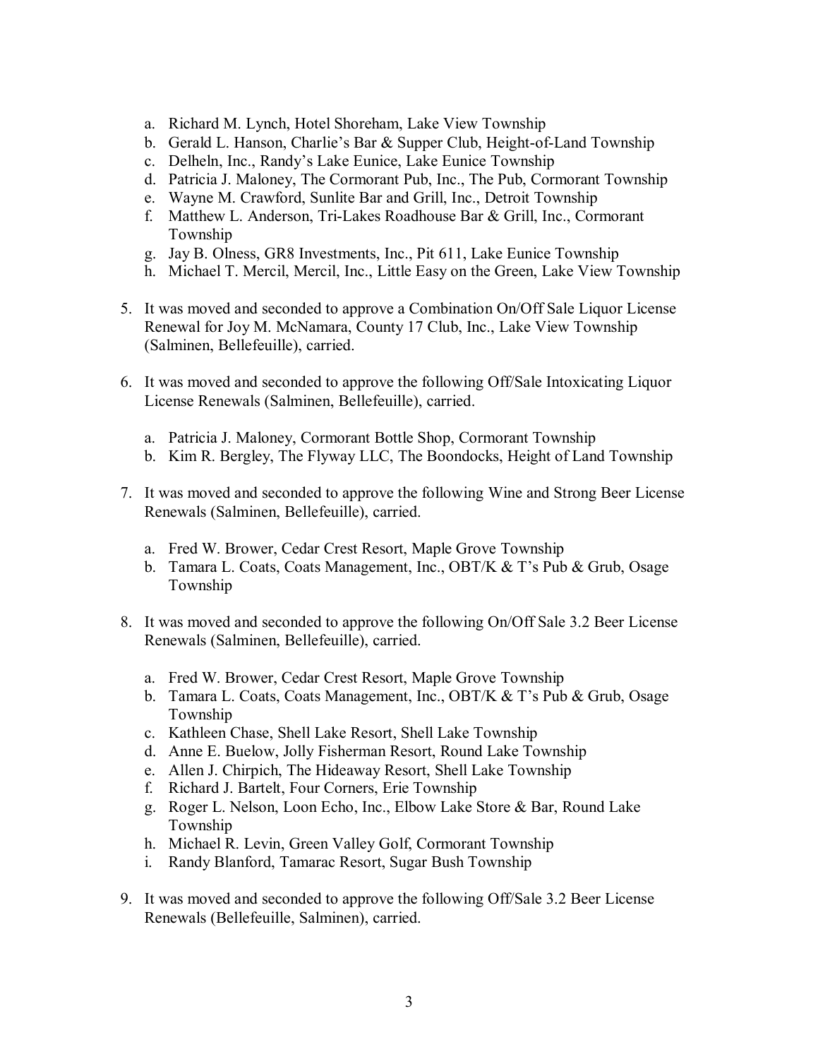a. Richard M. Lynch, Hotel Shoreham, Lake View Township
b. Gerald L. Hanson, Charlie's Bar & Supper Club, Height-of-Land Township
c. Delheln, Inc., Randy's Lake Eunice, Lake Eunice Township
d. Patricia J. Maloney, The Cormorant Pub, Inc., The Pub, Cormorant Township
e. Wayne M. Crawford, Sunlite Bar and Grill, Inc., Detroit Township
f. Matthew L. Anderson, Tri-Lakes Roadhouse Bar & Grill, Inc., Cormorant Township
g. Jay B. Olness, GR8 Investments, Inc., Pit 611, Lake Eunice Township
h. Michael T. Mercil, Mercil, Inc., Little Easy on the Green, Lake View Township

5. It was moved and seconded to approve a Combination On/Off Sale Liquor License Renewal for Joy M. McNamara, County 17 Club, Inc., Lake View Township (Salminen, Bellefeuille), carried.

6. It was moved and seconded to approve the following Off/Sale Intoxicating Liquor License Renewals (Salminen, Bellefeuille), carried.

   a. Patricia J. Maloney, Cormorant Bottle Shop, Cormorant Township
   b. Kim R. Bergley, The Flyway LLC, The Boondocks, Height of Land Township

7. It was moved and seconded to approve the following Wine and Strong Beer License Renewals (Salminen, Bellefeuille), carried.

   a. Fred W. Brower, Cedar Crest Resort, Maple Grove Township
   b. Tamara L. Coats, Coats Management, Inc., OBT/K & T's Pub & Grub, Osage Township

8. It was moved and seconded to approve the following On/Off Sale 3.2 Beer License Renewals (Salminen, Bellefeuille), carried.

   a. Fred W. Brower, Cedar Crest Resort, Maple Grove Township
   b. Tamara L. Coats, Coats Management, Inc., OBT/K & T's Pub & Grub, Osage Township
   c. Kathleen Chase, Shell Lake Resort, Shell Lake Township
   d. Anne E. Buelow, Jolly Fisherman Resort, Round Lake Township
   e. Allen J. Chirpich, The Hideaway Resort, Shell Lake Township
   f. Richard J. Bartelt, Four Corners, Erie Township
   g. Roger L. Nelson, Loon Echo, Inc., Elbow Lake Store & Bar, Round Lake Township
   h. Michael R. Levin, Green Valley Golf, Cormorant Township
   i. Randy Blanford, Tamarac Resort, Sugar Bush Township

9. It was moved and seconded to approve the following Off/Sale 3.2 Beer License Renewals (Bellefeuille, Salminen), carried.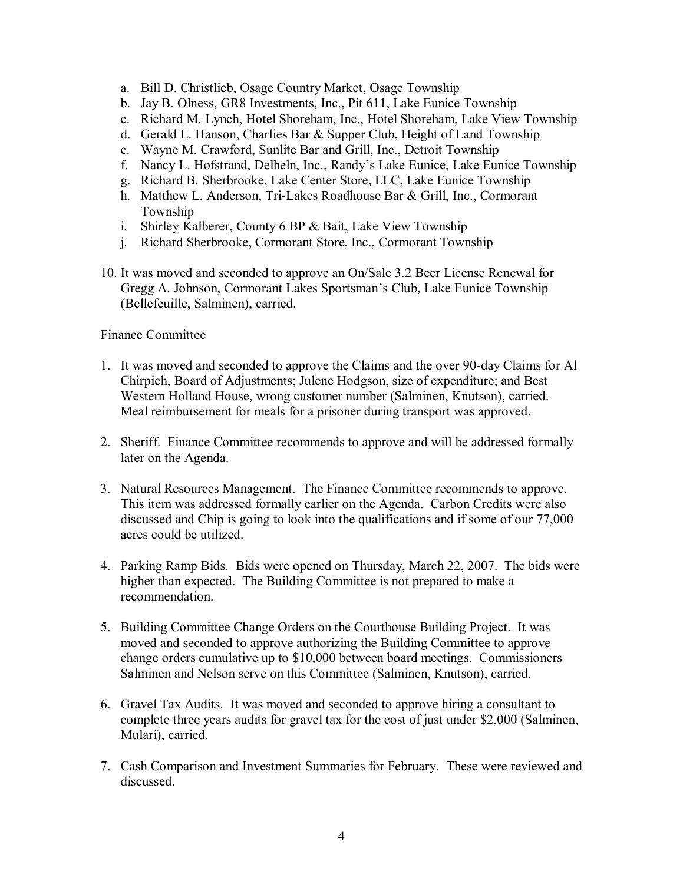a. Bill D. Christlieb, Osage Country Market, Osage Township
b. Jay B. Olness, GR8 Investments, Inc., Pit 611, Lake Eunice Township
c. Richard M. Lynch, Hotel Shoreham, Inc., Hotel Shoreham, Lake View Township
d. Gerald L. Hanson, Charlies Bar & Supper Club, Height of Land Township
e. Wayne M. Crawford, Sunlite Bar and Grill, Inc., Detroit Township
f. Nancy L. Hofstrand, Delheln, Inc., Randy's Lake Eunice, Lake Eunice Township
g. Richard B. Sherbrooke, Lake Center Store, LLC, Lake Eunice Township
h. Matthew L. Anderson, Tri-Lakes Roadhouse Bar & Grill, Inc., Cormorant Township
i. Shirley Kalberer, County 6 BP & Bait, Lake View Township
j. Richard Sherbrooke, Cormorant Store, Inc., Cormorant Township

10. It was moved and seconded to approve an On/Sale 3.2 Beer License Renewal for Gregg A. Johnson, Cormorant Lakes Sportsman's Club, Lake Eunice Township (Bellefeuille, Salminen), carried.

Finance Committee

1. It was moved and seconded to approve the Claims and the over 90-day Claims for Al Chirpich, Board of Adjustments; Julene Hodgson, size of expenditure; and Best Western Holland House, wrong customer number (Salminen, Knutson), carried. Meal reimbursement for meals for a prisoner during transport was approved.

2. Sheriff. Finance Committee recommends to approve and will be addressed formally later on the Agenda.

3. Natural Resources Management. The Finance Committee recommends to approve. This item was addressed formally earlier on the Agenda. Carbon Credits were also discussed and Chip is going to look into the qualifications and if some of our 77,000 acres could be utilized.

4. Parking Ramp Bids. Bids were opened on Thursday, March 22, 2007. The bids were higher than expected. The Building Committee is not prepared to make a recommendation.

5. Building Committee Change Orders on the Courthouse Building Project. It was moved and seconded to approve authorizing the Building Committee to approve change orders cumulative up to $10,000 between board meetings. Commissioners Salminen and Nelson serve on this Committee (Salminen, Knutson), carried.

6. Gravel Tax Audits. It was moved and seconded to approve hiring a consultant to complete three years audits for gravel tax for the cost of just under $2,000 (Salminen, Mulari), carried.

7. Cash Comparison and Investment Summaries for February. These were reviewed and discussed.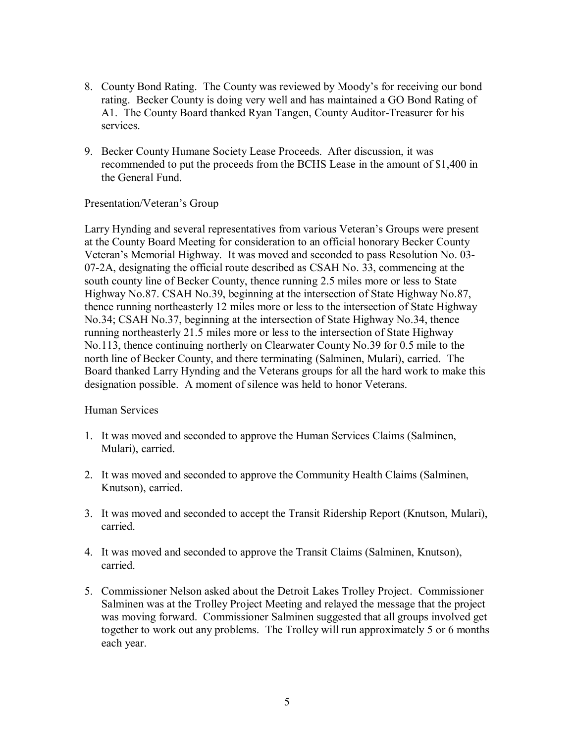8. County Bond Rating. The County was reviewed by Moody's for receiving our bond rating. Becker County is doing very well and has maintained a GO Bond Rating of A1. The County Board thanked Ryan Tangen, County Auditor-Treasurer for his services.

9. Becker County Humane Society Lease Proceeds. After discussion, it was recommended to put the proceeds from the BCHS Lease in the amount of $1,400 in the General Fund.

Presentation/Veteran's Group

Larry Hynding and several representatives from various Veteran's Groups were present at the County Board Meeting for consideration to an official honorary Becker County Veteran's Memorial Highway. It was moved and seconded to pass Resolution No. 03-07-2A, designating the official route described as CSAH No. 33, commencing at the south county line of Becker County, thence running 2.5 miles more or less to State Highway No.87. CSAH No.39, beginning at the intersection of State Highway No.87, thence running northeasterly 12 miles more or less to the intersection of State Highway No.34; CSAH No.37, beginning at the intersection of State Highway No.34, thence running northeasterly 21.5 miles more or less to the intersection of State Highway No.113, thence continuing northerly on Clearwater County No.39 for 0.5 mile to the north line of Becker County, and there terminating (Salminen, Mulari), carried. The Board thanked Larry Hynding and the Veterans groups for all the hard work to make this designation possible. A moment of silence was held to honor Veterans.

Human Services

1. It was moved and seconded to approve the Human Services Claims (Salminen, Mulari), carried.

2. It was moved and seconded to approve the Community Health Claims (Salminen, Knutson), carried.

3. It was moved and seconded to accept the Transit Ridership Report (Knutson, Mulari), carried.

4. It was moved and seconded to approve the Transit Claims (Salminen, Knutson), carried.

5. Commissioner Nelson asked about the Detroit Lakes Trolley Project. Commissioner Salminen was at the Trolley Project Meeting and relayed the message that the project was moving forward. Commissioner Salminen suggested that all groups involved get together to work out any problems. The Trolley will run approximately 5 or 6 months each year.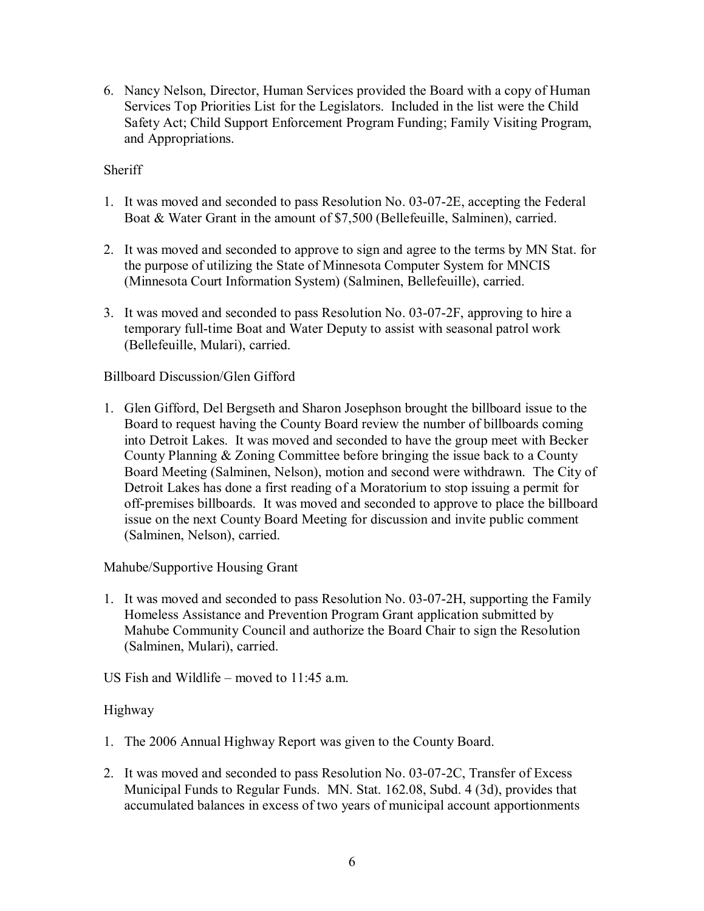6. Nancy Nelson, Director, Human Services provided the Board with a copy of Human Services Top Priorities List for the Legislators. Included in the list were the Child Safety Act; Child Support Enforcement Program Funding; Family Visiting Program, and Appropriations.

Sheriff

1. It was moved and seconded to pass Resolution No. 03-07-2E, accepting the Federal Boat & Water Grant in the amount of $7,500 (Bellefeuille, Salminen), carried.

2. It was moved and seconded to approve to sign and agree to the terms by MN Stat. for the purpose of utilizing the State of Minnesota Computer System for MNCIS (Minnesota Court Information System) (Salminen, Bellefeuille), carried.

3. It was moved and seconded to pass Resolution No. 03-07-2F, approving to hire a temporary full-time Boat and Water Deputy to assist with seasonal patrol work (Bellefeuille, Mulari), carried.

Billboard Discussion/Glen Gifford

1. Glen Gifford, Del Bergseth and Sharon Josephson brought the billboard issue to the Board to request having the County Board review the number of billboards coming into Detroit Lakes. It was moved and seconded to have the group meet with Becker County Planning & Zoning Committee before bringing the issue back to a County Board Meeting (Salminen, Nelson), motion and second were withdrawn. The City of Detroit Lakes has done a first reading of a Moratorium to stop issuing a permit for off-premises billboards. It was moved and seconded to approve to place the billboard issue on the next County Board Meeting for discussion and invite public comment (Salminen, Nelson), carried.

Mahube/Supportive Housing Grant

1. It was moved and seconded to pass Resolution No. 03-07-2H, supporting the Family Homeless Assistance and Prevention Program Grant application submitted by Mahube Community Council and authorize the Board Chair to sign the Resolution (Salminen, Mulari), carried.

US Fish and Wildlife – moved to 11:45 a.m.

Highway

1. The 2006 Annual Highway Report was given to the County Board.

2. It was moved and seconded to pass Resolution No. 03-07-2C, Transfer of Excess Municipal Funds to Regular Funds. MN. Stat. 162.08, Subd. 4 (3d), provides that accumulated balances in excess of two years of municipal account apportionments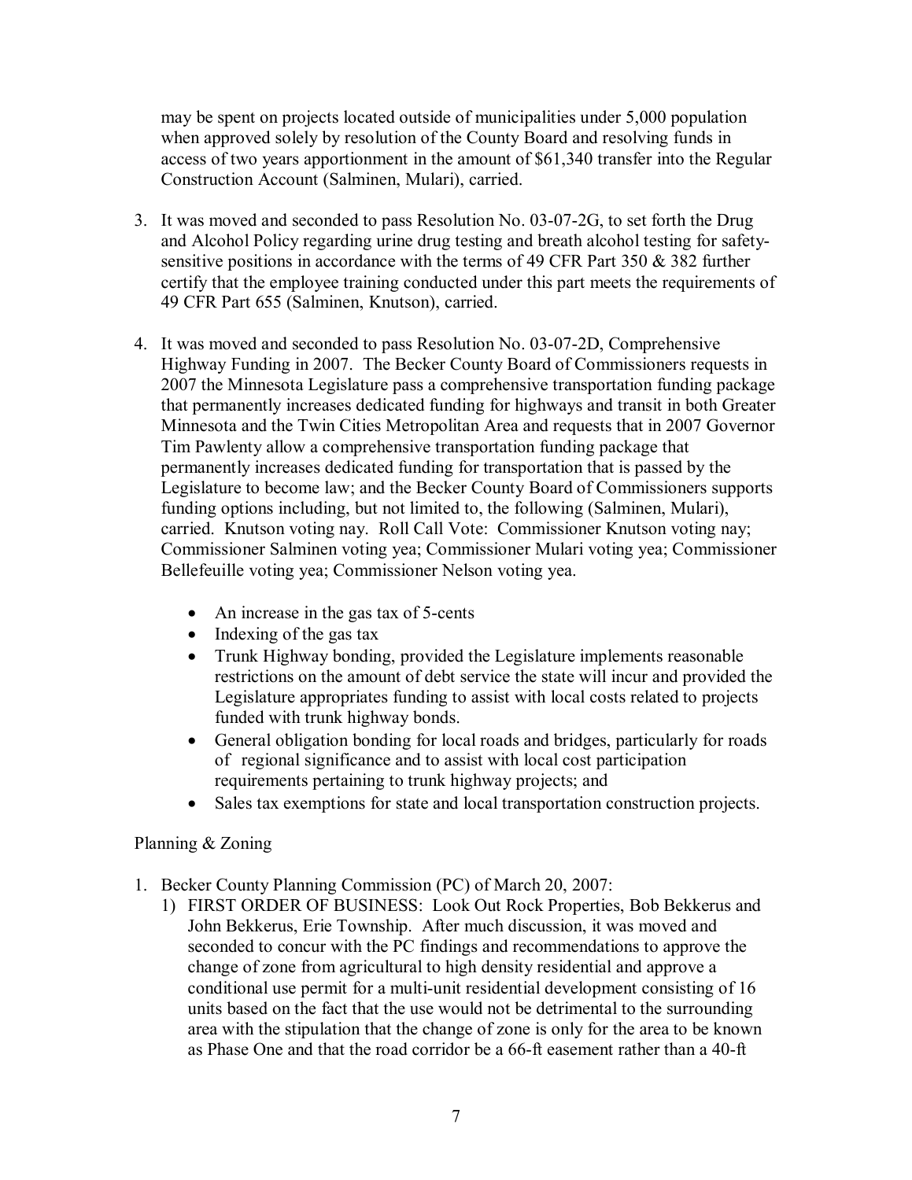may be spent on projects located outside of municipalities under 5,000 population when approved solely by resolution of the County Board and resolving funds in access of two years apportionment in the amount of $61,340 transfer into the Regular Construction Account (Salminen, Mulari), carried.

3. It was moved and seconded to pass Resolution No. 03-07-2G, to set forth the Drug and Alcohol Policy regarding urine drug testing and breath alcohol testing for safety-sensitive positions in accordance with the terms of 49 CFR Part 350 & 382 further certify that the employee training conducted under this part meets the requirements of 49 CFR Part 655 (Salminen, Knutson), carried.

4. It was moved and seconded to pass Resolution No. 03-07-2D, Comprehensive Highway Funding in 2007. The Becker County Board of Commissioners requests in 2007 the Minnesota Legislature pass a comprehensive transportation funding package that permanently increases dedicated funding for highways and transit in both Greater Minnesota and the Twin Cities Metropolitan Area and requests that in 2007 Governor Tim Pawlenty allow a comprehensive transportation funding package that permanently increases dedicated funding for transportation that is passed by the Legislature to become law; and the Becker County Board of Commissioners supports funding options including, but not limited to, the following (Salminen, Mulari), carried. Knutson voting nay. Roll Call Vote: Commissioner Knutson voting nay; Commissioner Salminen voting yea; Commissioner Mulari voting yea; Commissioner Bellefeuille voting yea; Commissioner Nelson voting yea.

   - An increase in the gas tax of 5-cents
   - Indexing of the gas tax
   - Trunk Highway bonding, provided the Legislature implements reasonable restrictions on the amount of debt service the state will incur and provided the Legislature appropriates funding to assist with local costs related to projects funded with trunk highway bonds.
   - General obligation bonding for local roads and bridges, particularly for roads of regional significance and to assist with local cost participation requirements pertaining to trunk highway projects; and
   - Sales tax exemptions for state and local transportation construction projects.

Planning & Zoning

1. Becker County Planning Commission (PC) of March 20, 2007:
   1) FIRST ORDER OF BUSINESS: Look Out Rock Properties, Bob Bekkerus and John Bekkerus, Erie Township. After much discussion, it was moved and seconded to concur with the PC findings and recommendations to approve the change of zone from agricultural to high density residential and approve a conditional use permit for a multi-unit residential development consisting of 16 units based on the fact that the use would not be detrimental to the surrounding area with the stipulation that the change of zone is only for the area to be known as Phase One and that the road corridor be a 66-ft easement rather than a 40-ft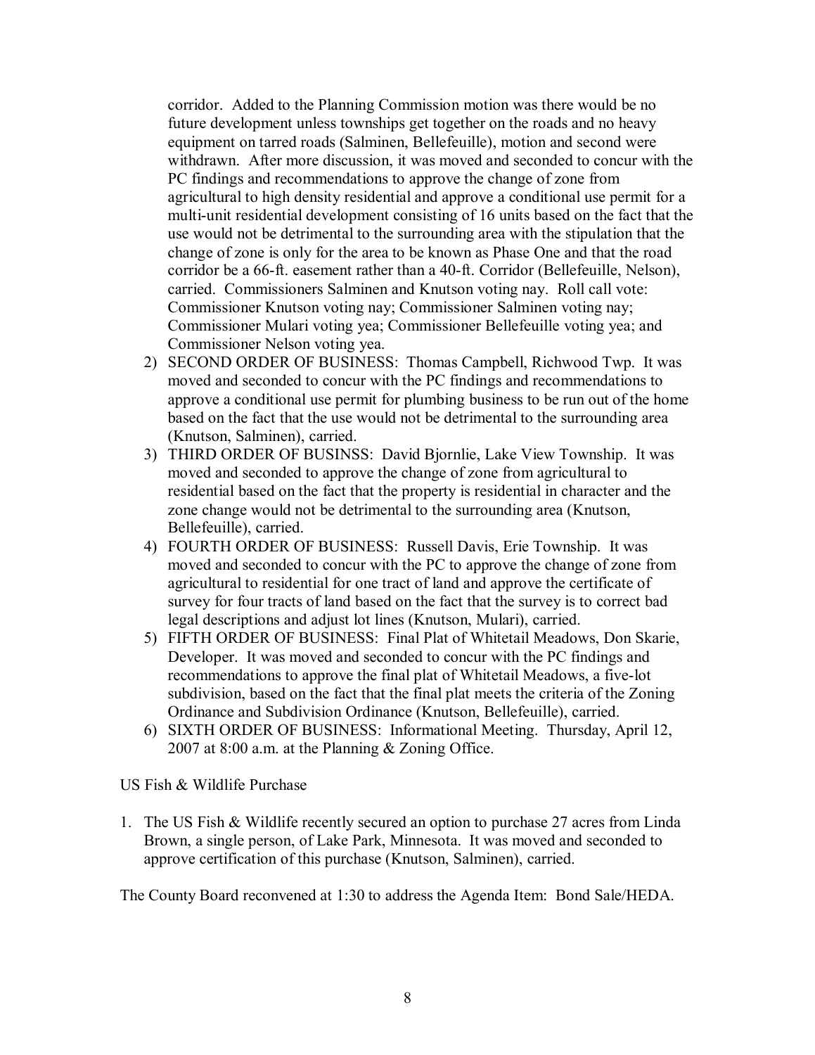corridor. Added to the Planning Commission motion was there would be no future development unless townships get together on the roads and no heavy equipment on tarred roads (Salminen, Bellefeuille), motion and second were withdrawn. After more discussion, it was moved and seconded to concur with the PC findings and recommendations to approve the change of zone from agricultural to high density residential and approve a conditional use permit for a multi-unit residential development consisting of 16 units based on the fact that the use would not be detrimental to the surrounding area with the stipulation that the change of zone is only for the area to be known as Phase One and that the road corridor be a 66-ft. easement rather than a 40-ft. Corridor (Bellefeuille, Nelson), carried. Commissioners Salminen and Knutson voting nay. Roll call vote: Commissioner Knutson voting nay; Commissioner Salminen voting nay; Commissioner Mulari voting yea; Commissioner Bellefeuille voting yea; and Commissioner Nelson voting yea.

2) SECOND ORDER OF BUSINESS: Thomas Campbell, Richwood Twp. It was moved and seconded to concur with the PC findings and recommendations to approve a conditional use permit for plumbing business to be run out of the home based on the fact that the use would not be detrimental to the surrounding area (Knutson, Salminen), carried.
3) THIRD ORDER OF BUSINSS: David Bjornlie, Lake View Township. It was moved and seconded to approve the change of zone from agricultural to residential based on the fact that the property is residential in character and the zone change would not be detrimental to the surrounding area (Knutson, Bellefeuille), carried.
4) FOURTH ORDER OF BUSINESS: Russell Davis, Erie Township. It was moved and seconded to concur with the PC to approve the change of zone from agricultural to residential for one tract of land and approve the certificate of survey for four tracts of land based on the fact that the survey is to correct bad legal descriptions and adjust lot lines (Knutson, Mulari), carried.
5) FIFTH ORDER OF BUSINESS: Final Plat of Whitetail Meadows, Don Skarie, Developer. It was moved and seconded to concur with the PC findings and recommendations to approve the final plat of Whitetail Meadows, a five-lot subdivision, based on the fact that the final plat meets the criteria of the Zoning Ordinance and Subdivision Ordinance (Knutson, Bellefeuille), carried.
6) SIXTH ORDER OF BUSINESS: Informational Meeting. Thursday, April 12, 2007 at 8:00 a.m. at the Planning & Zoning Office.

US Fish & Wildlife Purchase

1. The US Fish & Wildlife recently secured an option to purchase 27 acres from Linda Brown, a single person, of Lake Park, Minnesota. It was moved and seconded to approve certification of this purchase (Knutson, Salminen), carried.

The County Board reconvened at 1:30 to address the Agenda Item: Bond Sale/HEDA.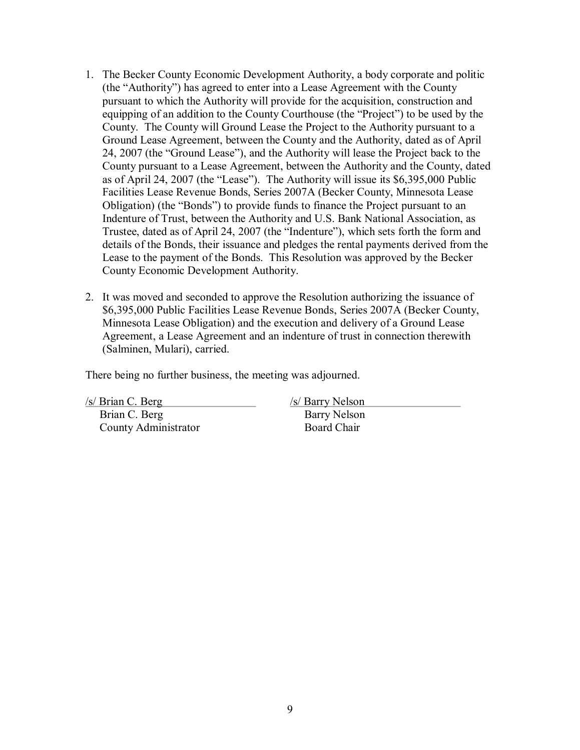1. The Becker County Economic Development Authority, a body corporate and politic (the "Authority") has agreed to enter into a Lease Agreement with the County pursuant to which the Authority will provide for the acquisition, construction and equipping of an addition to the County Courthouse (the "Project") to be used by the County. The County will Ground Lease the Project to the Authority pursuant to a Ground Lease Agreement, between the County and the Authority, dated as of April 24, 2007 (the "Ground Lease"), and the Authority will lease the Project back to the County pursuant to a Lease Agreement, between the Authority and the County, dated as of April 24, 2007 (the "Lease"). The Authority will issue its $6,395,000 Public Facilities Lease Revenue Bonds, Series 2007A (Becker County, Minnesota Lease Obligation) (the "Bonds") to provide funds to finance the Project pursuant to an Indenture of Trust, between the Authority and U.S. Bank National Association, as Trustee, dated as of April 24, 2007 (the "Indenture"), which sets forth the form and details of the Bonds, their issuance and pledges the rental payments derived from the Lease to the payment of the Bonds. This Resolution was approved by the Becker County Economic Development Authority.

2. It was moved and seconded to approve the Resolution authorizing the issuance of $6,395,000 Public Facilities Lease Revenue Bonds, Series 2007A (Becker County, Minnesota Lease Obligation) and the execution and delivery of a Ground Lease Agreement, a Lease Agreement and an indenture of trust in connection therewith (Salminen, Mulari), carried.

There being no further business, the meeting was adjourned.

/s/ Brian C. Berg
Brian C. Berg
County Administrator

/s/ Barry Nelson
Barry Nelson
Board Chair